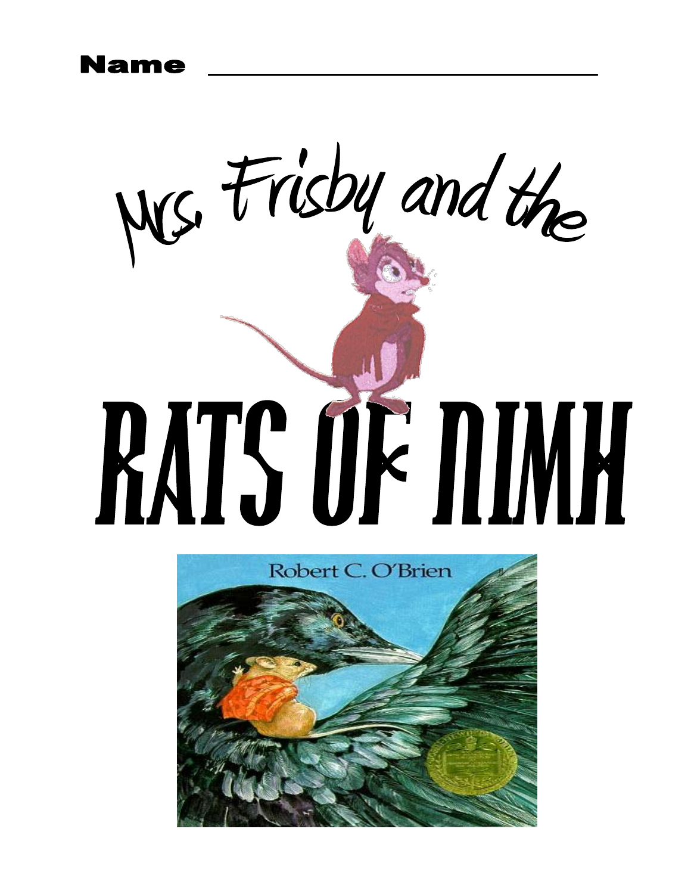**Name** ______________________________

# Mrs. Frisby and the

# RATS OF NIMH

Robert C. O'Brien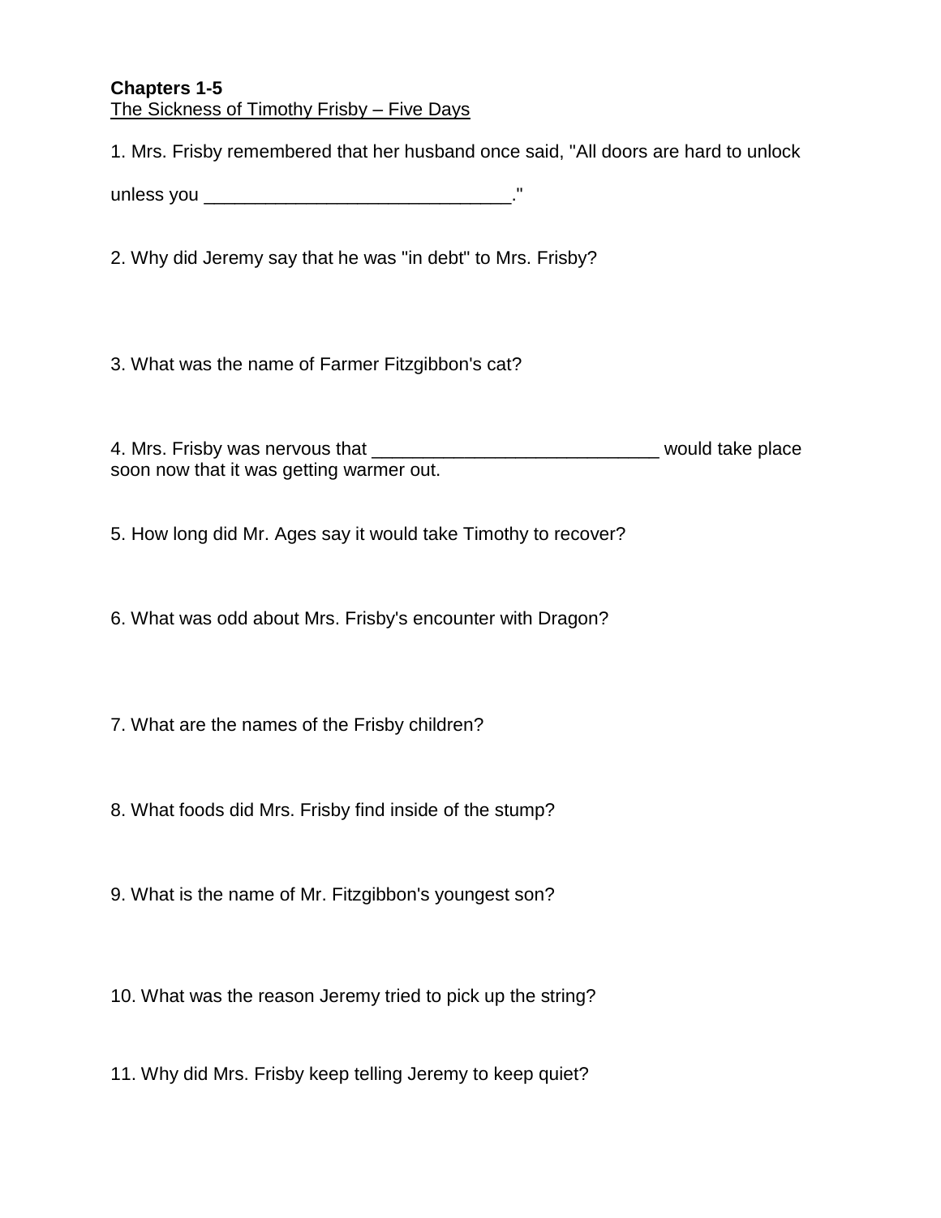**Chapters 1-5**
The Sickness of Timothy Frisby – Five Days

1. Mrs. Frisby remembered that her husband once said, "All doors are hard to unlock unless you ______________________________."

2. Why did Jeremy say that he was "in debt" to Mrs. Frisby?

3. What was the name of Farmer Fitzgibbon's cat?

4. Mrs. Frisby was nervous that ____________________________ would take place soon now that it was getting warmer out.

5. How long did Mr. Ages say it would take Timothy to recover?

6. What was odd about Mrs. Frisby's encounter with Dragon?

7. What are the names of the Frisby children?

8. What foods did Mrs. Frisby find inside of the stump?

9. What is the name of Mr. Fitzgibbon's youngest son?

10. What was the reason Jeremy tried to pick up the string?

11. Why did Mrs. Frisby keep telling Jeremy to keep quiet?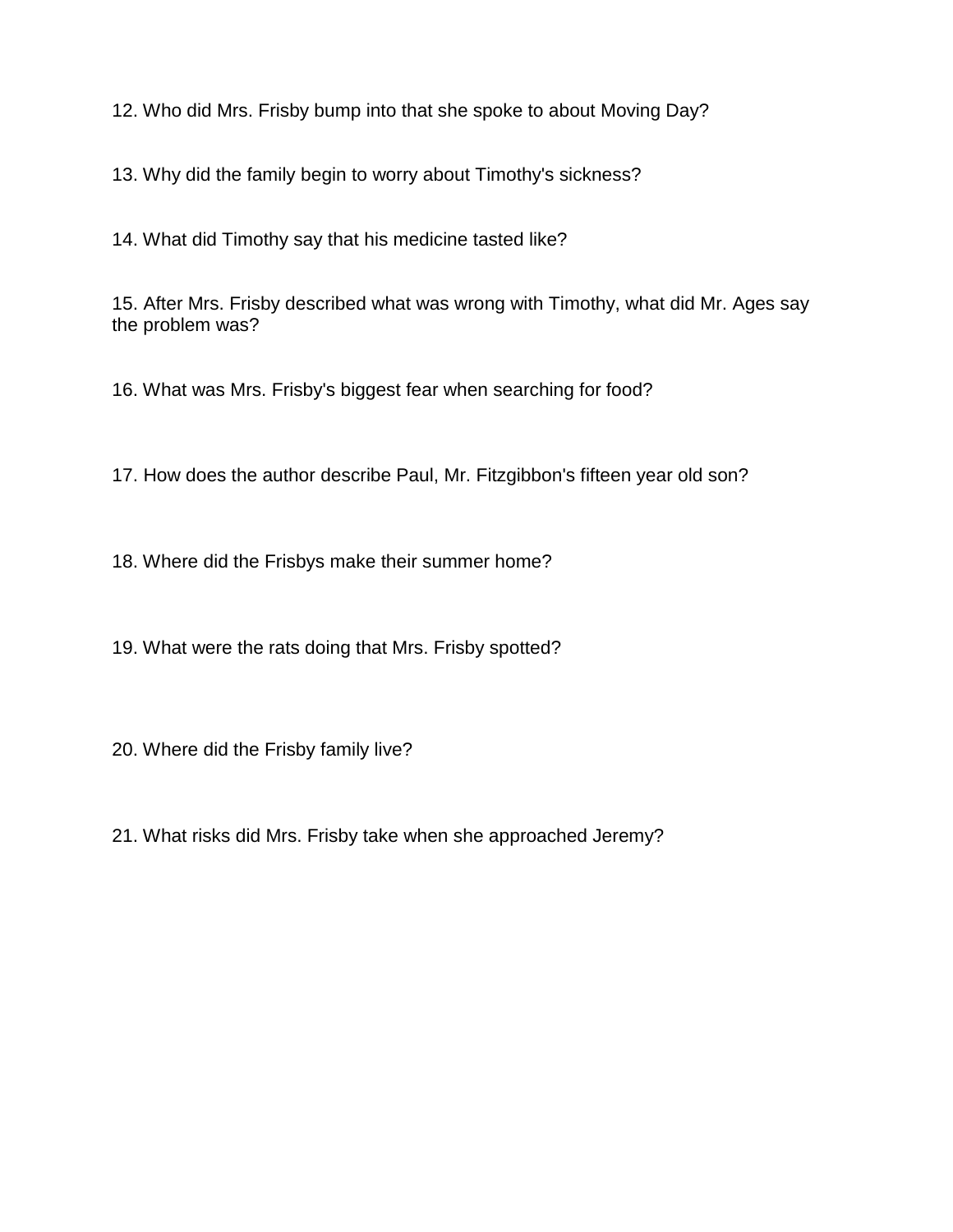12. Who did Mrs. Frisby bump into that she spoke to about Moving Day?

13. Why did the family begin to worry about Timothy's sickness?

14. What did Timothy say that his medicine tasted like?

15. After Mrs. Frisby described what was wrong with Timothy, what did Mr. Ages say the problem was?

16. What was Mrs. Frisby's biggest fear when searching for food?

17. How does the author describe Paul, Mr. Fitzgibbon's fifteen year old son?

18. Where did the Frisbys make their summer home?

19. What were the rats doing that Mrs. Frisby spotted?

20. Where did the Frisby family live?

21. What risks did Mrs. Frisby take when she approached Jeremy?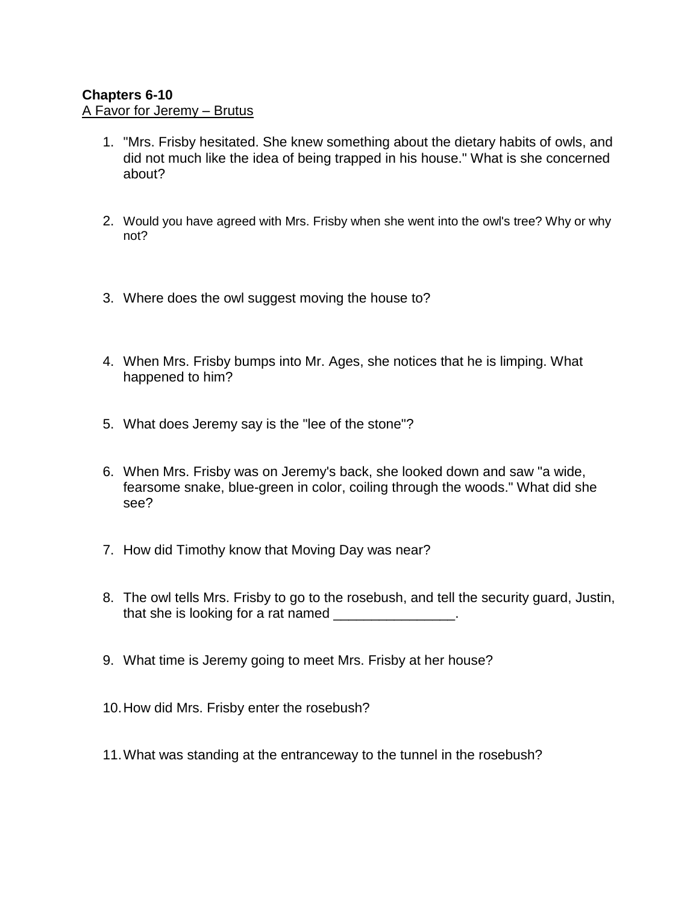**Chapters 6-10**

A Favor for Jeremy – Brutus

1. "Mrs. Frisby hesitated. She knew something about the dietary habits of owls, and did not much like the idea of being trapped in his house." What is she concerned about?
2. Would you have agreed with Mrs. Frisby when she went into the owl's tree? Why or why not?
3. Where does the owl suggest moving the house to?
4. When Mrs. Frisby bumps into Mr. Ages, she notices that he is limping. What happened to him?
5. What does Jeremy say is the "lee of the stone"?
6. When Mrs. Frisby was on Jeremy's back, she looked down and saw "a wide, fearsome snake, blue-green in color, coiling through the woods." What did she see?
7. How did Timothy know that Moving Day was near?
8. The owl tells Mrs. Frisby to go to the rosebush, and tell the security guard, Justin, that she is looking for a rat named ________________.
9. What time is Jeremy going to meet Mrs. Frisby at her house?
10. How did Mrs. Frisby enter the rosebush?
11. What was standing at the entranceway to the tunnel in the rosebush?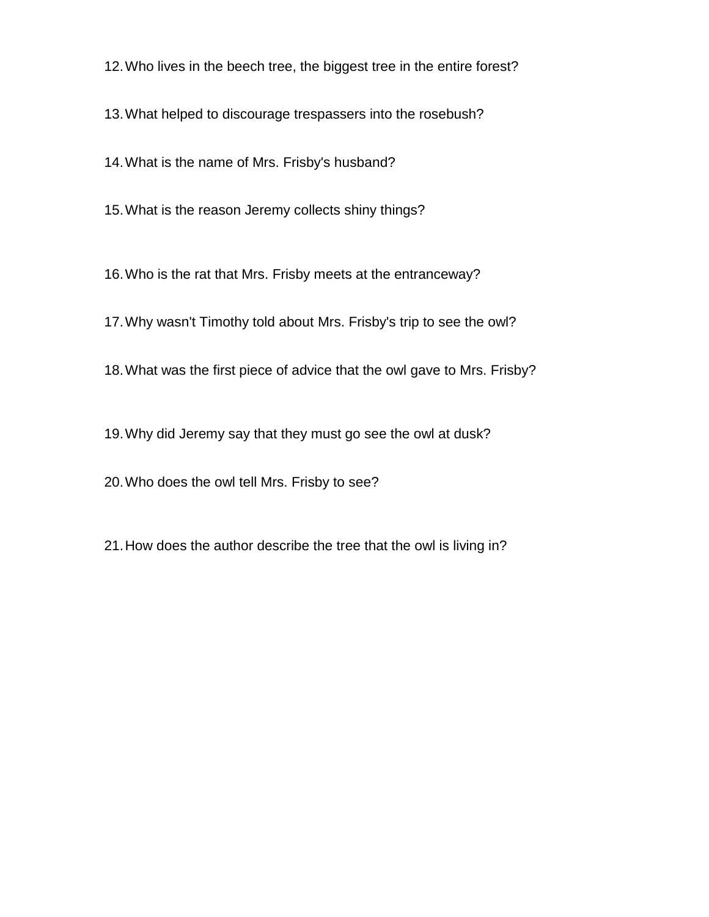12. Who lives in the beech tree, the biggest tree in the entire forest?

13. What helped to discourage trespassers into the rosebush?

14. What is the name of Mrs. Frisby's husband?

15. What is the reason Jeremy collects shiny things?

16. Who is the rat that Mrs. Frisby meets at the entranceway?

17. Why wasn't Timothy told about Mrs. Frisby's trip to see the owl?

18. What was the first piece of advice that the owl gave to Mrs. Frisby?

19. Why did Jeremy say that they must go see the owl at dusk?

20. Who does the owl tell Mrs. Frisby to see?

21. How does the author describe the tree that the owl is living in?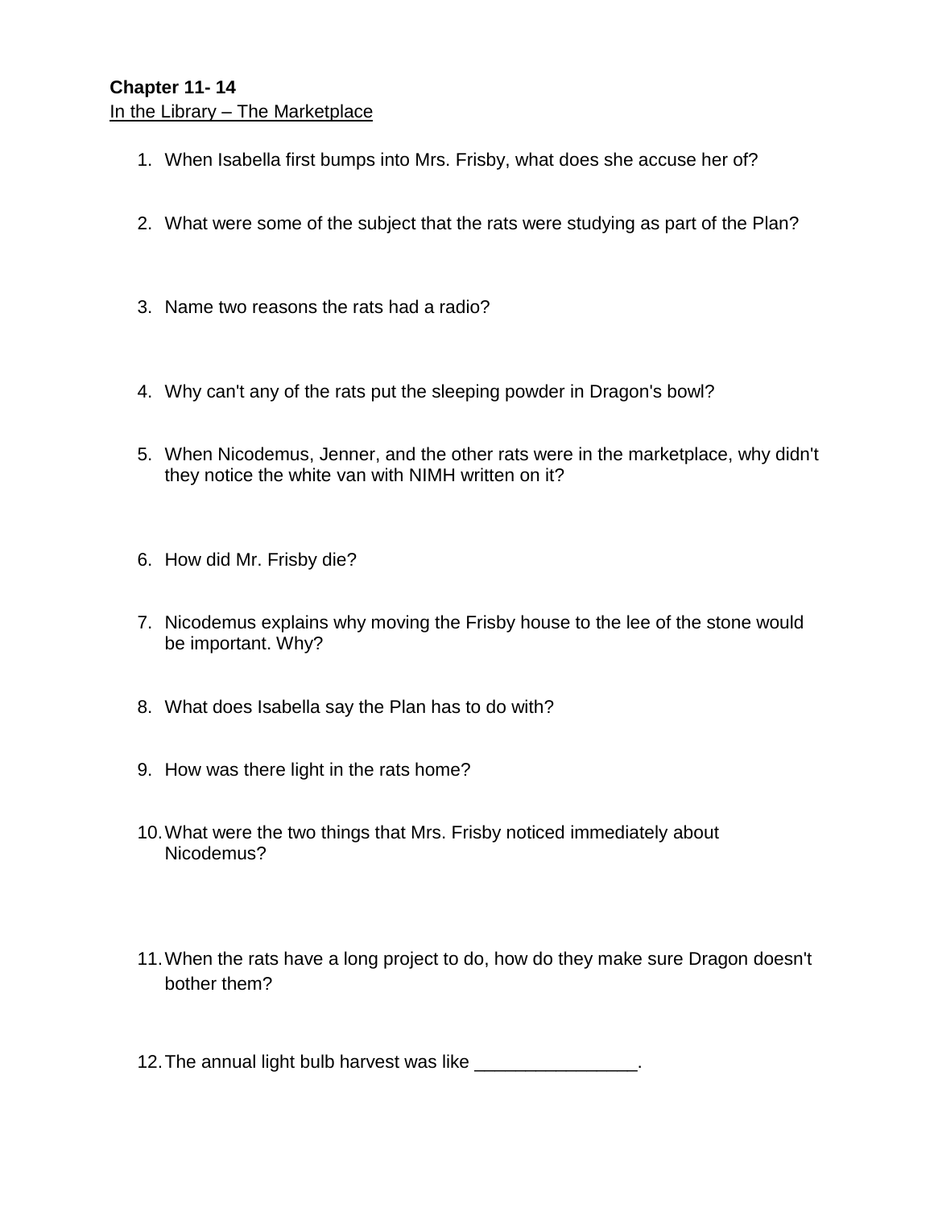**Chapter 11- 14**

In the Library – The Marketplace

1. When Isabella first bumps into Mrs. Frisby, what does she accuse her of?

2. What were some of the subject that the rats were studying as part of the Plan?

3. Name two reasons the rats had a radio?

4. Why can't any of the rats put the sleeping powder in Dragon's bowl?

5. When Nicodemus, Jenner, and the other rats were in the marketplace, why didn't they notice the white van with NIMH written on it?

6. How did Mr. Frisby die?

7. Nicodemus explains why moving the Frisby house to the lee of the stone would be important. Why?

8. What does Isabella say the Plan has to do with?

9. How was there light in the rats home?

10. What were the two things that Mrs. Frisby noticed immediately about Nicodemus?

11. When the rats have a long project to do, how do they make sure Dragon doesn't bother them?

12. The annual light bulb harvest was like ________________.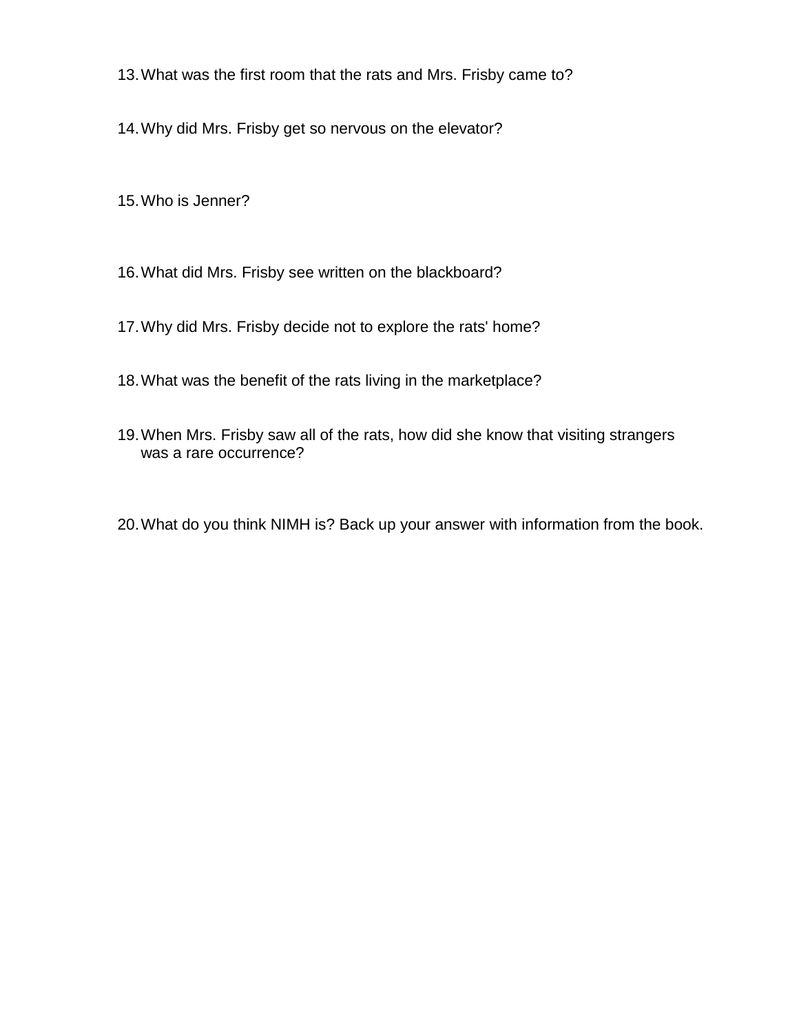13. What was the first room that the rats and Mrs. Frisby came to?

14. Why did Mrs. Frisby get so nervous on the elevator?

15. Who is Jenner?

16. What did Mrs. Frisby see written on the blackboard?

17. Why did Mrs. Frisby decide not to explore the rats' home?

18. What was the benefit of the rats living in the marketplace?

19. When Mrs. Frisby saw all of the rats, how did she know that visiting strangers was a rare occurrence?

20. What do you think NIMH is? Back up your answer with information from the book.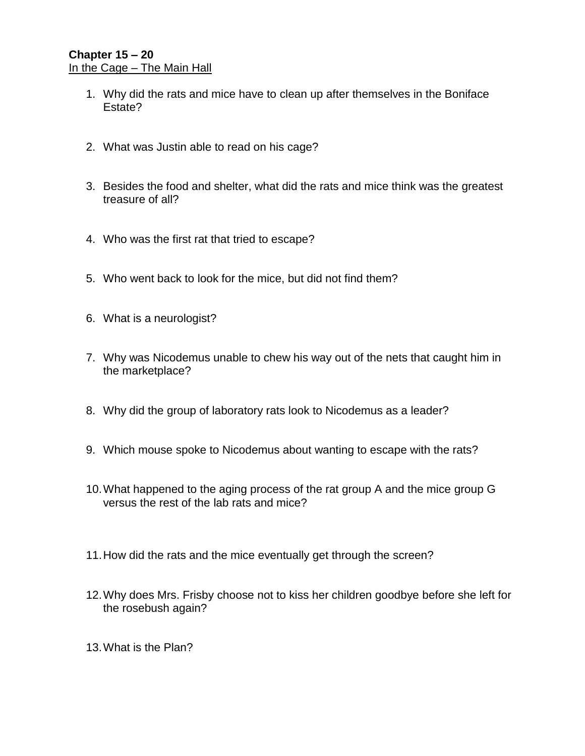**Chapter 15 – 20**
<u>In the Cage – The Main Hall</u>

1. Why did the rats and mice have to clean up after themselves in the Boniface Estate?
2. What was Justin able to read on his cage?
3. Besides the food and shelter, what did the rats and mice think was the greatest treasure of all?
4. Who was the first rat that tried to escape?
5. Who went back to look for the mice, but did not find them?
6. What is a neurologist?
7. Why was Nicodemus unable to chew his way out of the nets that caught him in the marketplace?
8. Why did the group of laboratory rats look to Nicodemus as a leader?
9. Which mouse spoke to Nicodemus about wanting to escape with the rats?
10. What happened to the aging process of the rat group A and the mice group G versus the rest of the lab rats and mice?
11. How did the rats and the mice eventually get through the screen?
12. Why does Mrs. Frisby choose not to kiss her children goodbye before she left for the rosebush again?
13. What is the Plan?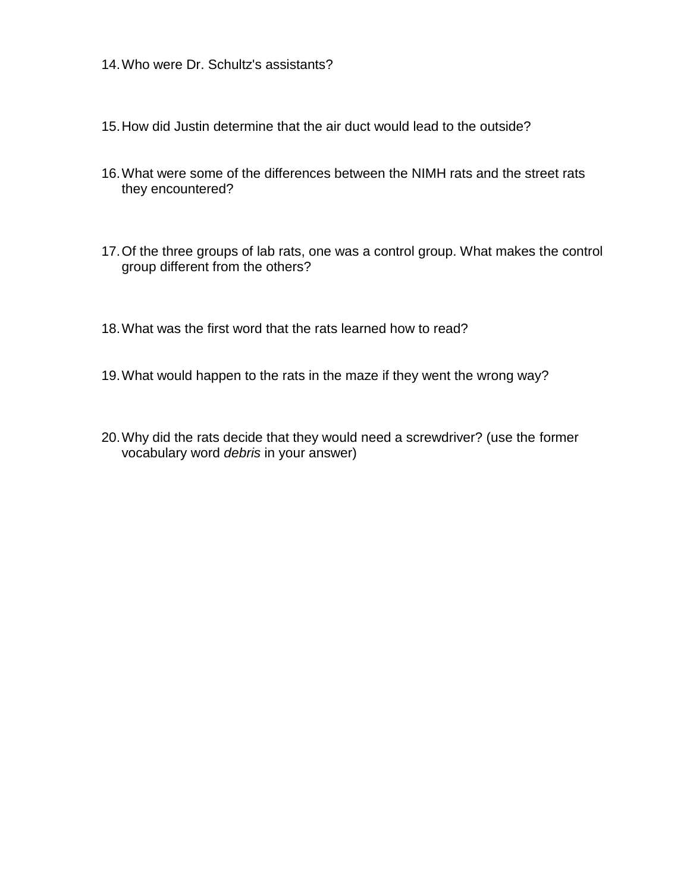14. Who were Dr. Schultz's assistants?

15. How did Justin determine that the air duct would lead to the outside?

16. What were some of the differences between the NIMH rats and the street rats they encountered?

17. Of the three groups of lab rats, one was a control group. What makes the control group different from the others?

18. What was the first word that the rats learned how to read?

19. What would happen to the rats in the maze if they went the wrong way?

20. Why did the rats decide that they would need a screwdriver? (use the former vocabulary word *debris* in your answer)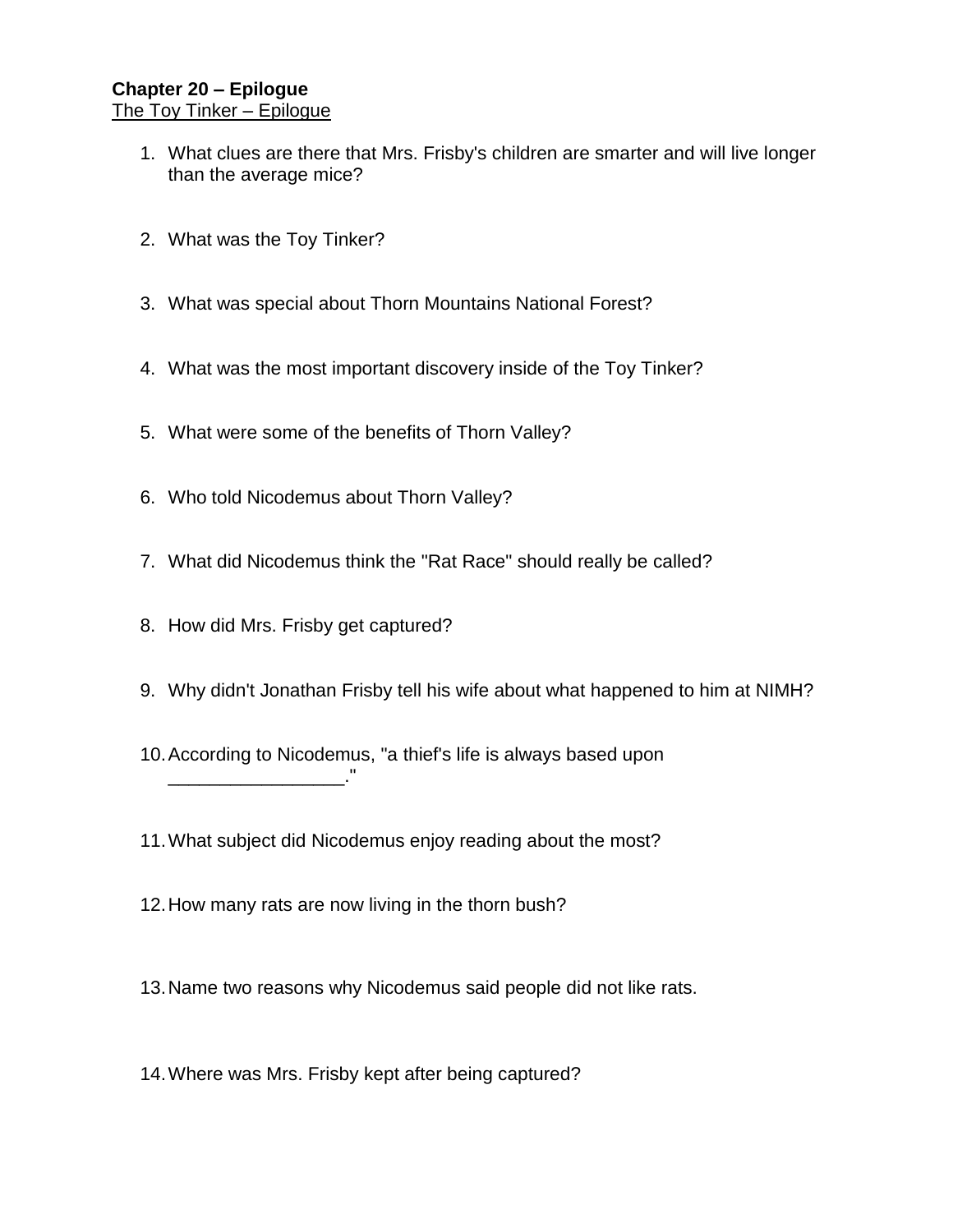**Chapter 20 – Epilogue**
The Toy Tinker – Epilogue

1. What clues are there that Mrs. Frisby's children are smarter and will live longer than the average mice?

2. What was the Toy Tinker?

3. What was special about Thorn Mountains National Forest?

4. What was the most important discovery inside of the Toy Tinker?

5. What were some of the benefits of Thorn Valley?

6. Who told Nicodemus about Thorn Valley?

7. What did Nicodemus think the "Rat Race" should really be called?

8. How did Mrs. Frisby get captured?

9. Why didn't Jonathan Frisby tell his wife about what happened to him at NIMH?

10. According to Nicodemus, "a thief's life is always based upon _________________."

11. What subject did Nicodemus enjoy reading about the most?

12. How many rats are now living in the thorn bush?

13. Name two reasons why Nicodemus said people did not like rats.

14. Where was Mrs. Frisby kept after being captured?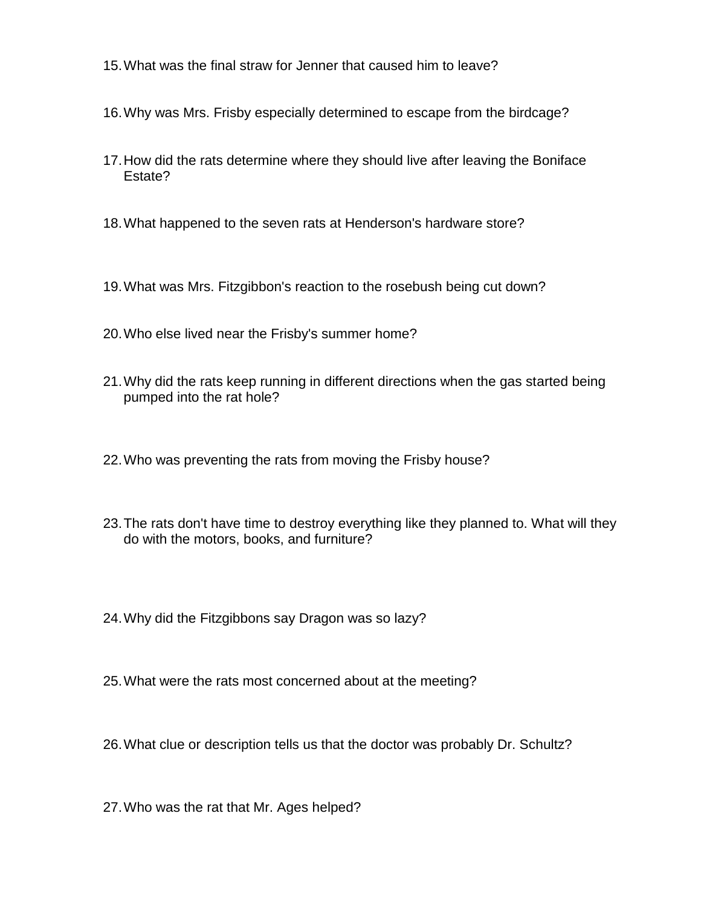15. What was the final straw for Jenner that caused him to leave?

16. Why was Mrs. Frisby especially determined to escape from the birdcage?

17. How did the rats determine where they should live after leaving the Boniface Estate?

18. What happened to the seven rats at Henderson's hardware store?

19. What was Mrs. Fitzgibbon's reaction to the rosebush being cut down?

20. Who else lived near the Frisby's summer home?

21. Why did the rats keep running in different directions when the gas started being pumped into the rat hole?

22. Who was preventing the rats from moving the Frisby house?

23. The rats don't have time to destroy everything like they planned to. What will they do with the motors, books, and furniture?

24. Why did the Fitzgibbons say Dragon was so lazy?

25. What were the rats most concerned about at the meeting?

26. What clue or description tells us that the doctor was probably Dr. Schultz?

27. Who was the rat that Mr. Ages helped?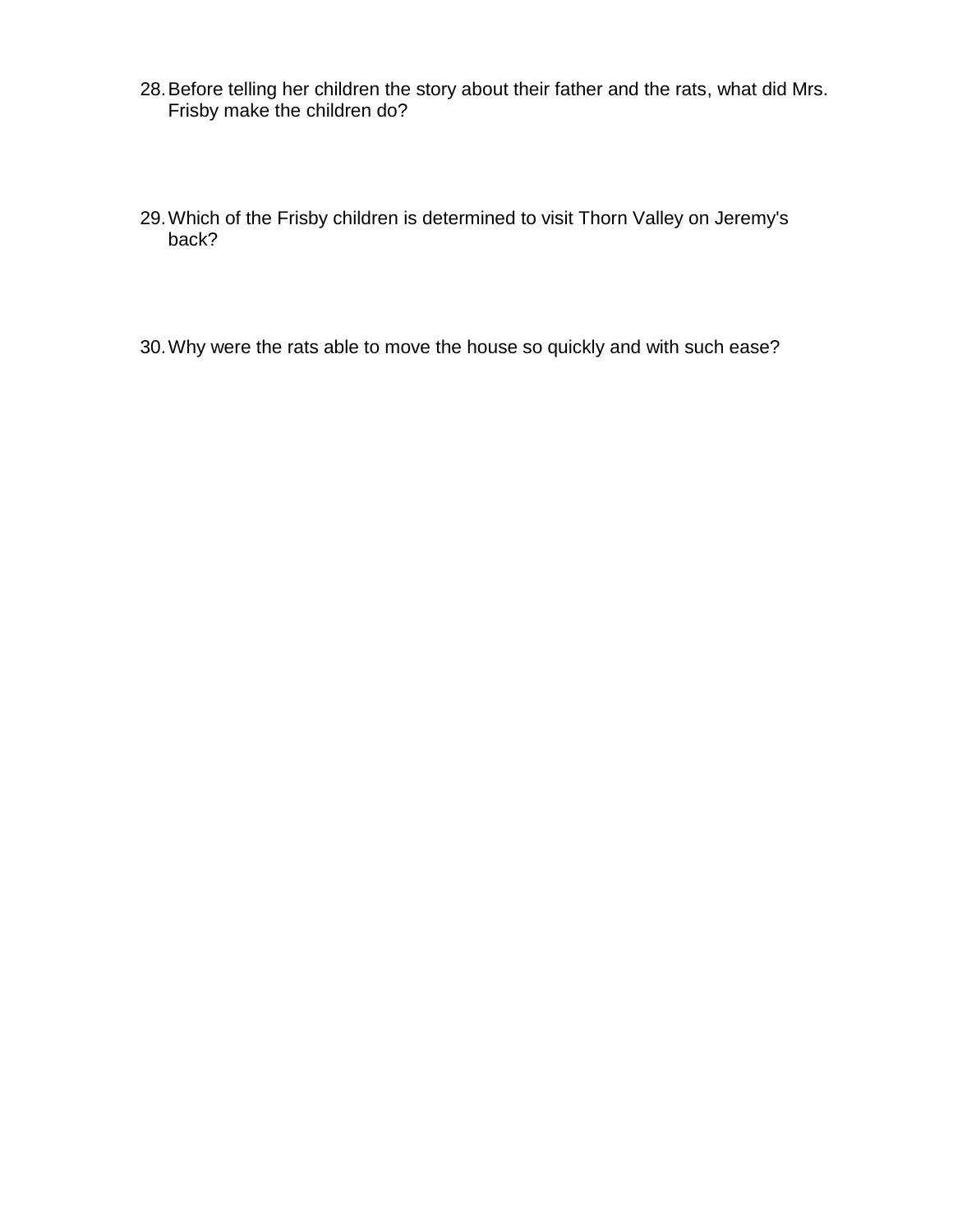28. Before telling her children the story about their father and the rats, what did Mrs. Frisby make the children do?

29. Which of the Frisby children is determined to visit Thorn Valley on Jeremy's back?

30. Why were the rats able to move the house so quickly and with such ease?